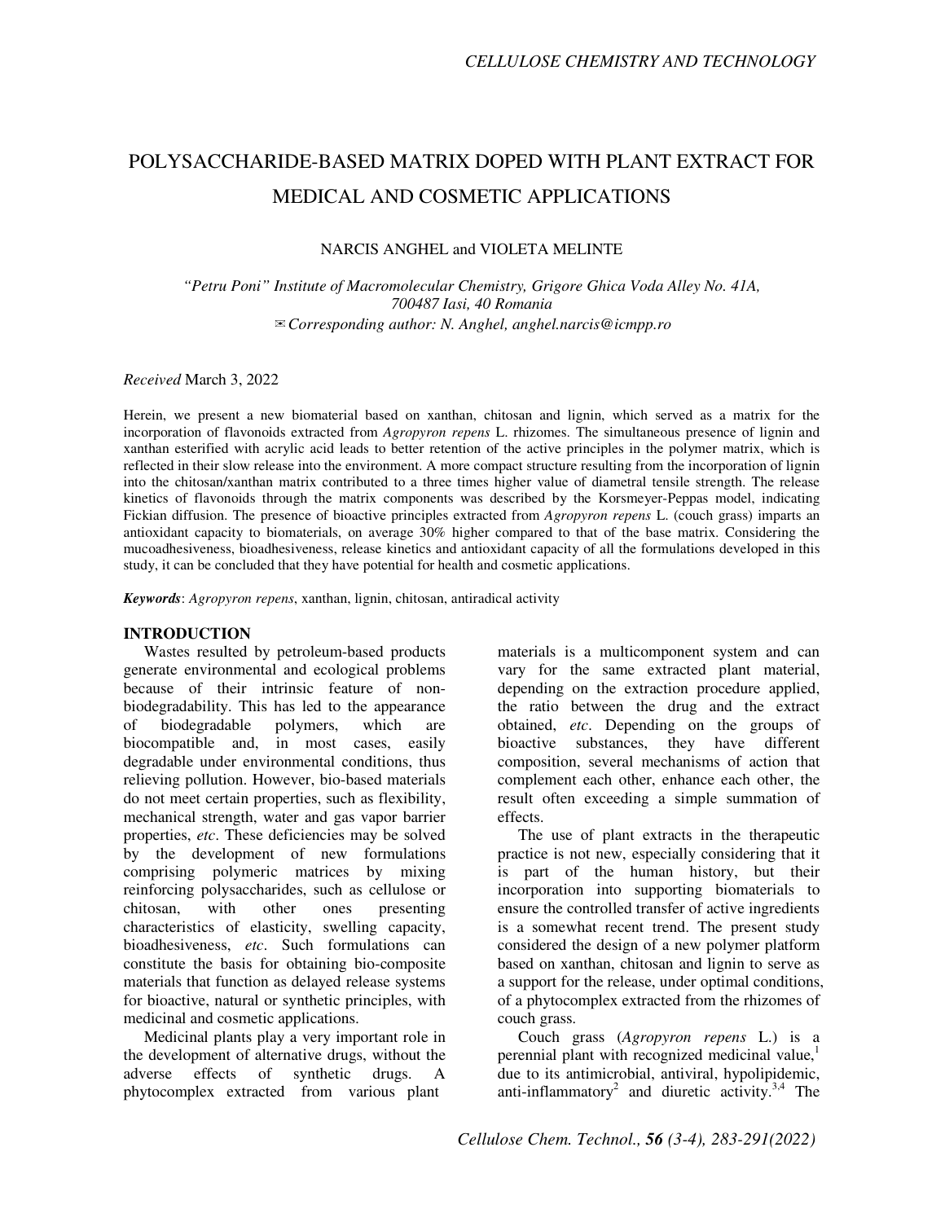# POLYSACCHARIDE-BASED MATRIX DOPED WITH PLANT EXTRACT FOR MEDICAL AND COSMETIC APPLICATIONS

NARCIS ANGHEL and VIOLETA MELINTE

*"Petru Poni" Institute of Macromolecular Chemistry, Grigore Ghica Voda Alley No. 41A, 700487 Iasi, 40 Romania*
*✉Corresponding author: N. Anghel, anghel.narcis@icmpp.ro*

*Received* March 3, 2022

Herein, we present a new biomaterial based on xanthan, chitosan and lignin, which served as a matrix for the incorporation of flavonoids extracted from *Agropyron repens* L. rhizomes. The simultaneous presence of lignin and xanthan esterified with acrylic acid leads to better retention of the active principles in the polymer matrix, which is reflected in their slow release into the environment. A more compact structure resulting from the incorporation of lignin into the chitosan/xanthan matrix contributed to a three times higher value of diametral tensile strength. The release kinetics of flavonoids through the matrix components was described by the Korsmeyer-Peppas model, indicating Fickian diffusion. The presence of bioactive principles extracted from *Agropyron repens* L. (couch grass) imparts an antioxidant capacity to biomaterials, on average 30% higher compared to that of the base matrix. Considering the mucoadhesiveness, bioadhesiveness, release kinetics and antioxidant capacity of all the formulations developed in this study, it can be concluded that they have potential for health and cosmetic applications.

***Keywords***: *Agropyron repens*, xanthan, lignin, chitosan, antiradical activity

## INTRODUCTION

Wastes resulted by petroleum-based products generate environmental and ecological problems because of their intrinsic feature of non-biodegradability. This has led to the appearance of biodegradable polymers, which are biocompatible and, in most cases, easily degradable under environmental conditions, thus relieving pollution. However, bio-based materials do not meet certain properties, such as flexibility, mechanical strength, water and gas vapor barrier properties, *etc*. These deficiencies may be solved by the development of new formulations comprising polymeric matrices by mixing reinforcing polysaccharides, such as cellulose or chitosan, with other ones presenting characteristics of elasticity, swelling capacity, bioadhesiveness, *etc*. Such formulations can constitute the basis for obtaining bio-composite materials that function as delayed release systems for bioactive, natural or synthetic principles, with medicinal and cosmetic applications.

Medicinal plants play a very important role in the development of alternative drugs, without the adverse effects of synthetic drugs. A phytocomplex extracted from various plant materials is a multicomponent system and can vary for the same extracted plant material, depending on the extraction procedure applied, the ratio between the drug and the extract obtained, *etc*. Depending on the groups of bioactive substances, they have different composition, several mechanisms of action that complement each other, enhance each other, the result often exceeding a simple summation of effects.

The use of plant extracts in the therapeutic practice is not new, especially considering that it is part of the human history, but their incorporation into supporting biomaterials to ensure the controlled transfer of active ingredients is a somewhat recent trend. The present study considered the design of a new polymer platform based on xanthan, chitosan and lignin to serve as a support for the release, under optimal conditions, of a phytocomplex extracted from the rhizomes of couch grass.

Couch grass (*Agropyron repens* L.) is a perennial plant with recognized medicinal value,[1] due to its antimicrobial, antiviral, hypolipidemic, anti-inflammatory[2] and diuretic activity.[3,4] The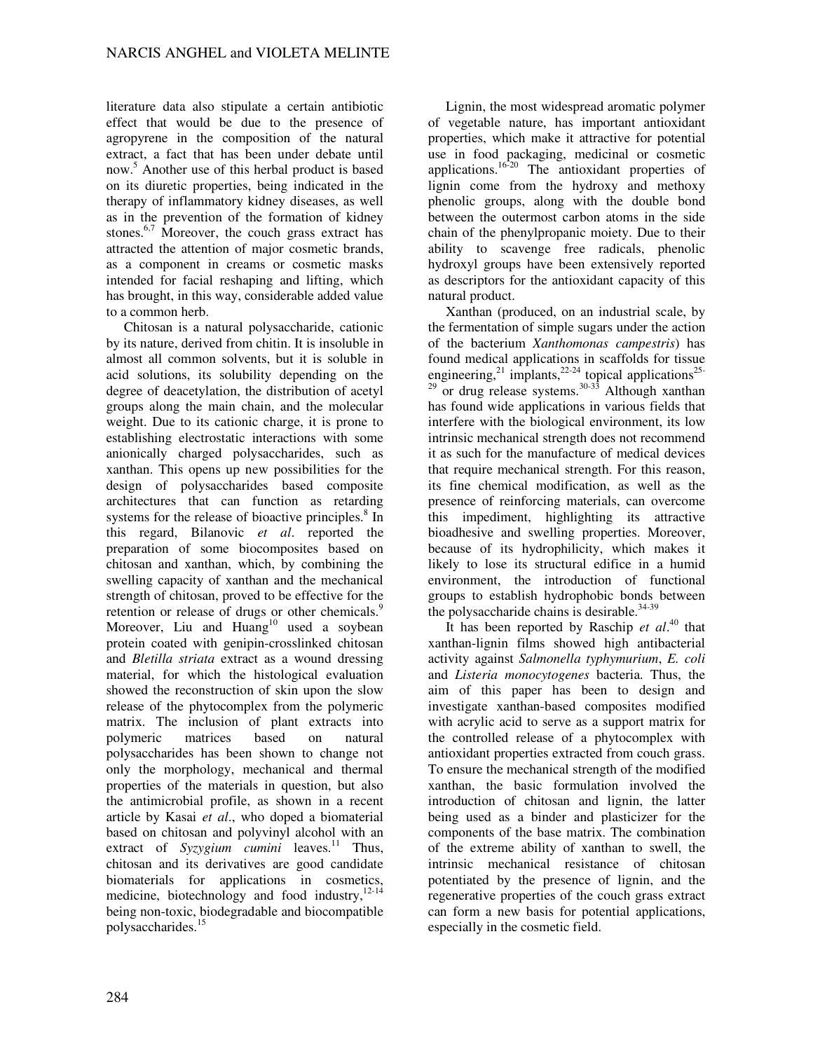literature data also stipulate a certain antibiotic effect that would be due to the presence of agropyrene in the composition of the natural extract, a fact that has been under debate until now.[5] Another use of this herbal product is based on its diuretic properties, being indicated in the therapy of inflammatory kidney diseases, as well as in the prevention of the formation of kidney stones.[6,7] Moreover, the couch grass extract has attracted the attention of major cosmetic brands, as a component in creams or cosmetic masks intended for facial reshaping and lifting, which has brought, in this way, considerable added value to a common herb.

Chitosan is a natural polysaccharide, cationic by its nature, derived from chitin. It is insoluble in almost all common solvents, but it is soluble in acid solutions, its solubility depending on the degree of deacetylation, the distribution of acetyl groups along the main chain, and the molecular weight. Due to its cationic charge, it is prone to establishing electrostatic interactions with some anionically charged polysaccharides, such as xanthan. This opens up new possibilities for the design of polysaccharides based composite architectures that can function as retarding systems for the release of bioactive principles.[8] In this regard, Bilanovic *et al*. reported the preparation of some biocomposites based on chitosan and xanthan, which, by combining the swelling capacity of xanthan and the mechanical strength of chitosan, proved to be effective for the retention or release of drugs or other chemicals.[9] Moreover, Liu and Huang[10] used a soybean protein coated with genipin-crosslinked chitosan and *Bletilla striata* extract as a wound dressing material, for which the histological evaluation showed the reconstruction of skin upon the slow release of the phytocomplex from the polymeric matrix. The inclusion of plant extracts into polymeric matrices based on natural polysaccharides has been shown to change not only the morphology, mechanical and thermal properties of the materials in question, but also the antimicrobial profile, as shown in a recent article by Kasai *et al*., who doped a biomaterial based on chitosan and polyvinyl alcohol with an extract of *Syzygium cumini* leaves.[11] Thus, chitosan and its derivatives are good candidate biomaterials for applications in cosmetics, medicine, biotechnology and food industry,[12-14] being non-toxic, biodegradable and biocompatible polysaccharides.[15]

Lignin, the most widespread aromatic polymer of vegetable nature, has important antioxidant properties, which make it attractive for potential use in food packaging, medicinal or cosmetic applications.[16-20] The antioxidant properties of lignin come from the hydroxy and methoxy phenolic groups, along with the double bond between the outermost carbon atoms in the side chain of the phenylpropanic moiety. Due to their ability to scavenge free radicals, phenolic hydroxyl groups have been extensively reported as descriptors for the antioxidant capacity of this natural product.

Xanthan (produced, on an industrial scale, by the fermentation of simple sugars under the action of the bacterium *Xanthomonas campestris*) has found medical applications in scaffolds for tissue engineering,[21] implants,[22-24] topical applications[25-29] or drug release systems.[30-33] Although xanthan has found wide applications in various fields that interfere with the biological environment, its low intrinsic mechanical strength does not recommend it as such for the manufacture of medical devices that require mechanical strength. For this reason, its fine chemical modification, as well as the presence of reinforcing materials, can overcome this impediment, highlighting its attractive bioadhesive and swelling properties. Moreover, because of its hydrophilicity, which makes it likely to lose its structural edifice in a humid environment, the introduction of functional groups to establish hydrophobic bonds between the polysaccharide chains is desirable.[34-39]

It has been reported by Raschip *et al*.[40] that xanthan-lignin films showed high antibacterial activity against *Salmonella typhymurium*, *E. coli* and *Listeria monocytogenes* bacteria. Thus, the aim of this paper has been to design and investigate xanthan-based composites modified with acrylic acid to serve as a support matrix for the controlled release of a phytocomplex with antioxidant properties extracted from couch grass. To ensure the mechanical strength of the modified xanthan, the basic formulation involved the introduction of chitosan and lignin, the latter being used as a binder and plasticizer for the components of the base matrix. The combination of the extreme ability of xanthan to swell, the intrinsic mechanical resistance of chitosan potentiated by the presence of lignin, and the regenerative properties of the couch grass extract can form a new basis for potential applications, especially in the cosmetic field.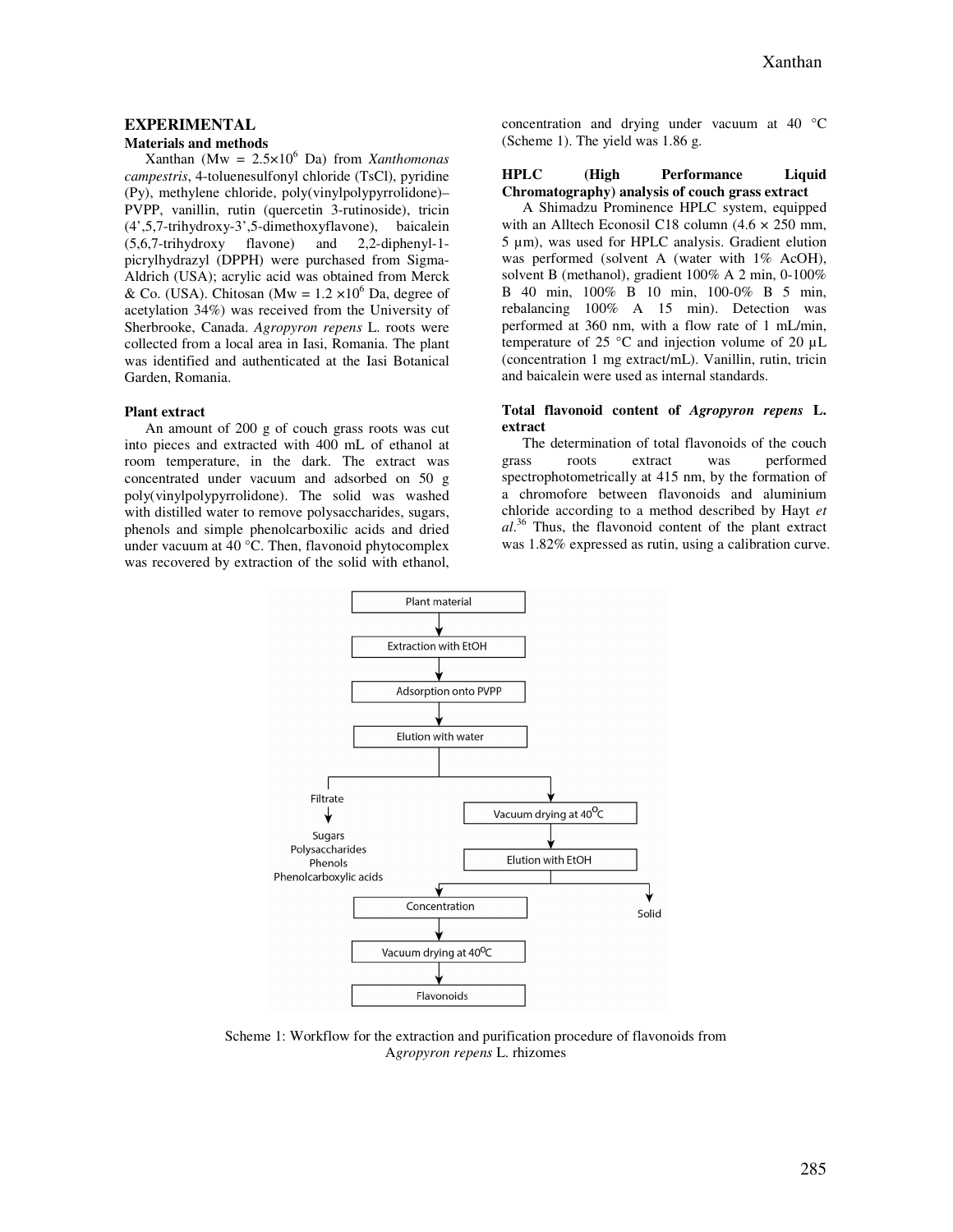## EXPERIMENTAL

### Materials and methods

Xanthan (Mw = $2.5 \times 10^6$ Da) from *Xanthomonas campestris*, 4-toluenesulfonyl chloride (TsCl), pyridine (Py), methylene chloride, poly(vinylpolypyrrolidone)–PVPP, vanillin, rutin (quercetin 3-rutinoside), tricin (4',5,7-trihydroxy-3',5-dimethoxyflavone), baicalein (5,6,7-trihydroxy flavone) and 2,2-diphenyl-1-picrylhydrazyl (DPPH) were purchased from Sigma-Aldrich (USA); acrylic acid was obtained from Merck & Co. (USA). Chitosan (Mw = $1.2 \times 10^6$ Da, degree of acetylation 34%) was received from the University of Sherbrooke, Canada. *Agropyron repens* L. roots were collected from a local area in Iasi, Romania. The plant was identified and authenticated at the Iasi Botanical Garden, Romania.

### Plant extract

An amount of 200 g of couch grass roots was cut into pieces and extracted with 400 mL of ethanol at room temperature, in the dark. The extract was concentrated under vacuum and adsorbed on 50 g poly(vinylpolypyrrolidone). The solid was washed with distilled water to remove polysaccharides, sugars, phenols and simple phenolcarboxilic acids and dried under vacuum at 40 °C. Then, flavonoid phytocomplex was recovered by extraction of the solid with ethanol, concentration and drying under vacuum at 40 °C (Scheme 1). The yield was 1.86 g.

### HPLC (High Performance Liquid Chromatography) analysis of couch grass extract

A Shimadzu Prominence HPLC system, equipped with an Alltech Econosil C18 column (4.6 × 250 mm, 5 µm), was used for HPLC analysis. Gradient elution was performed (solvent A (water with 1% AcOH), solvent B (methanol), gradient 100% A 2 min, 0-100% B 40 min, 100% B 10 min, 100-0% B 5 min, rebalancing 100% A 15 min). Detection was performed at 360 nm, with a flow rate of 1 mL/min, temperature of 25 °C and injection volume of 20 µL (concentration 1 mg extract/mL). Vanillin, rutin, tricin and baicalein were used as internal standards.

### Total flavonoid content of *Agropyron repens* L. extract

The determination of total flavonoids of the couch grass roots extract was performed spectrophotometrically at 415 nm, by the formation of a chromofore between flavonoids and aluminium chloride according to a method described by Hayt *et al.*[36] Thus, the flavonoid content of the plant extract was 1.82% expressed as rutin, using a calibration curve.

Plant material → Extraction with EtOH → Adsorption onto PVPP → Elution with water → Filtrate (Sugars, Polysaccharides, Phenols, Phenolcarboxylic acids) / Vacuum drying at 40 °C → Elution with EtOH → Solid / Concentration → Vacuum drying at 40 °C → Flavonoids

Scheme 1: Workflow for the extraction and purification procedure of flavonoids from *Agropyron repens* L. rhizomes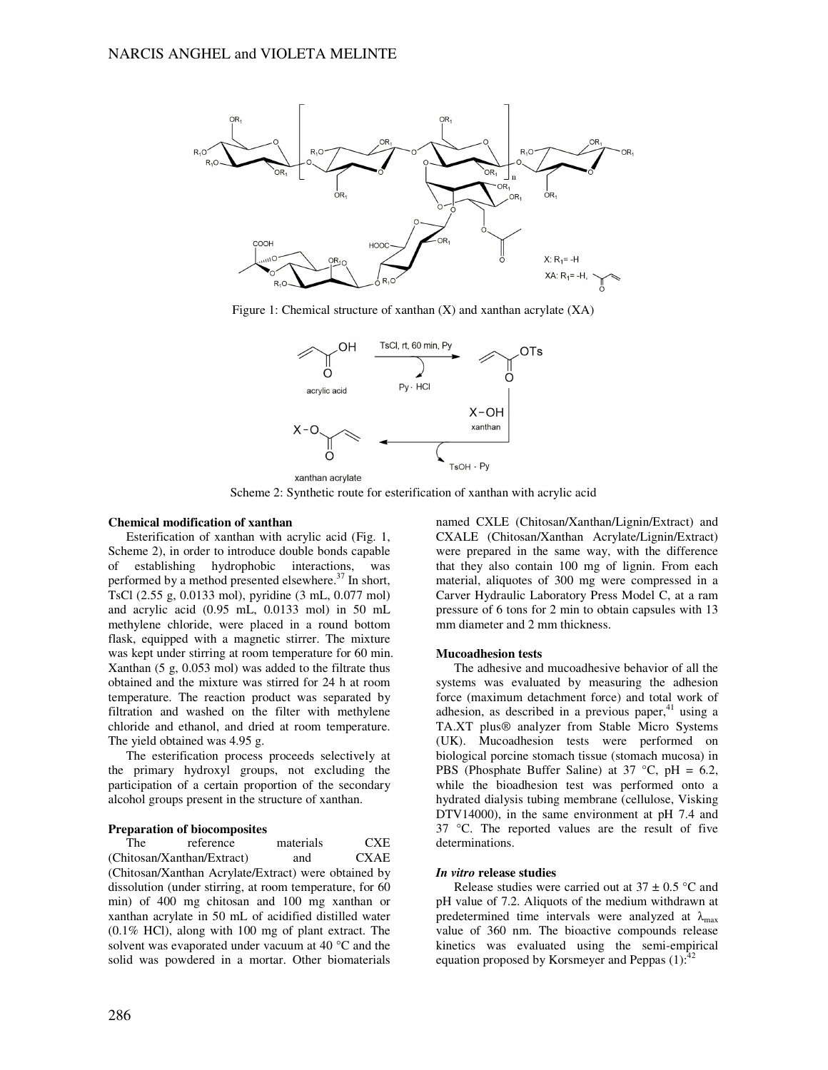Figure 1: Chemical structure of xanthan (X) and xanthan acrylate (XA)

Scheme 2: Synthetic route for esterification of xanthan with acrylic acid

**Chemical modification of xanthan**

Esterification of xanthan with acrylic acid (Fig. 1, Scheme 2), in order to introduce double bonds capable of establishing hydrophobic interactions, was performed by a method presented elsewhere.[37] In short, TsCl (2.55 g, 0.0133 mol), pyridine (3 mL, 0.077 mol) and acrylic acid (0.95 mL, 0.0133 mol) in 50 mL methylene chloride, were placed in a round bottom flask, equipped with a magnetic stirrer. The mixture was kept under stirring at room temperature for 60 min. Xanthan (5 g, 0.053 mol) was added to the filtrate thus obtained and the mixture was stirred for 24 h at room temperature. The reaction product was separated by filtration and washed on the filter with methylene chloride and ethanol, and dried at room temperature. The yield obtained was 4.95 g.

The esterification process proceeds selectively at the primary hydroxyl groups, not excluding the participation of a certain proportion of the secondary alcohol groups present in the structure of xanthan.

**Preparation of biocomposites**

The reference materials CXE (Chitosan/Xanthan/Extract) and CXAE (Chitosan/Xanthan Acrylate/Extract) were obtained by dissolution (under stirring, at room temperature, for 60 min) of 400 mg chitosan and 100 mg xanthan or xanthan acrylate in 50 mL of acidified distilled water (0.1% HCl), along with 100 mg of plant extract. The solvent was evaporated under vacuum at 40 °C and the solid was powdered in a mortar. Other biomaterials named CXLE (Chitosan/Xanthan/Lignin/Extract) and CXALE (Chitosan/Xanthan Acrylate/Lignin/Extract) were prepared in the same way, with the difference that they also contain 100 mg of lignin. From each material, aliquotes of 300 mg were compressed in a Carver Hydraulic Laboratory Press Model C, at a ram pressure of 6 tons for 2 min to obtain capsules with 13 mm diameter and 2 mm thickness.

**Mucoadhesion tests**

The adhesive and mucoadhesive behavior of all the systems was evaluated by measuring the adhesion force (maximum detachment force) and total work of adhesion, as described in a previous paper,[41] using a TA.XT plus® analyzer from Stable Micro Systems (UK). Mucoadhesion tests were performed on biological porcine stomach tissue (stomach mucosa) in PBS (Phosphate Buffer Saline) at 37 °C, pH = 6.2, while the bioadhesion test was performed onto a hydrated dialysis tubing membrane (cellulose, Visking DTV14000), in the same environment at pH 7.4 and 37 °C. The reported values are the result of five determinations.

***In vitro* release studies**

Release studies were carried out at 37 ± 0.5 °C and pH value of 7.2. Aliquots of the medium withdrawn at predetermined time intervals were analyzed at $\lambda_{max}$ value of 360 nm. The bioactive compounds release kinetics was evaluated using the semi-empirical equation proposed by Korsmeyer and Peppas (1):[42]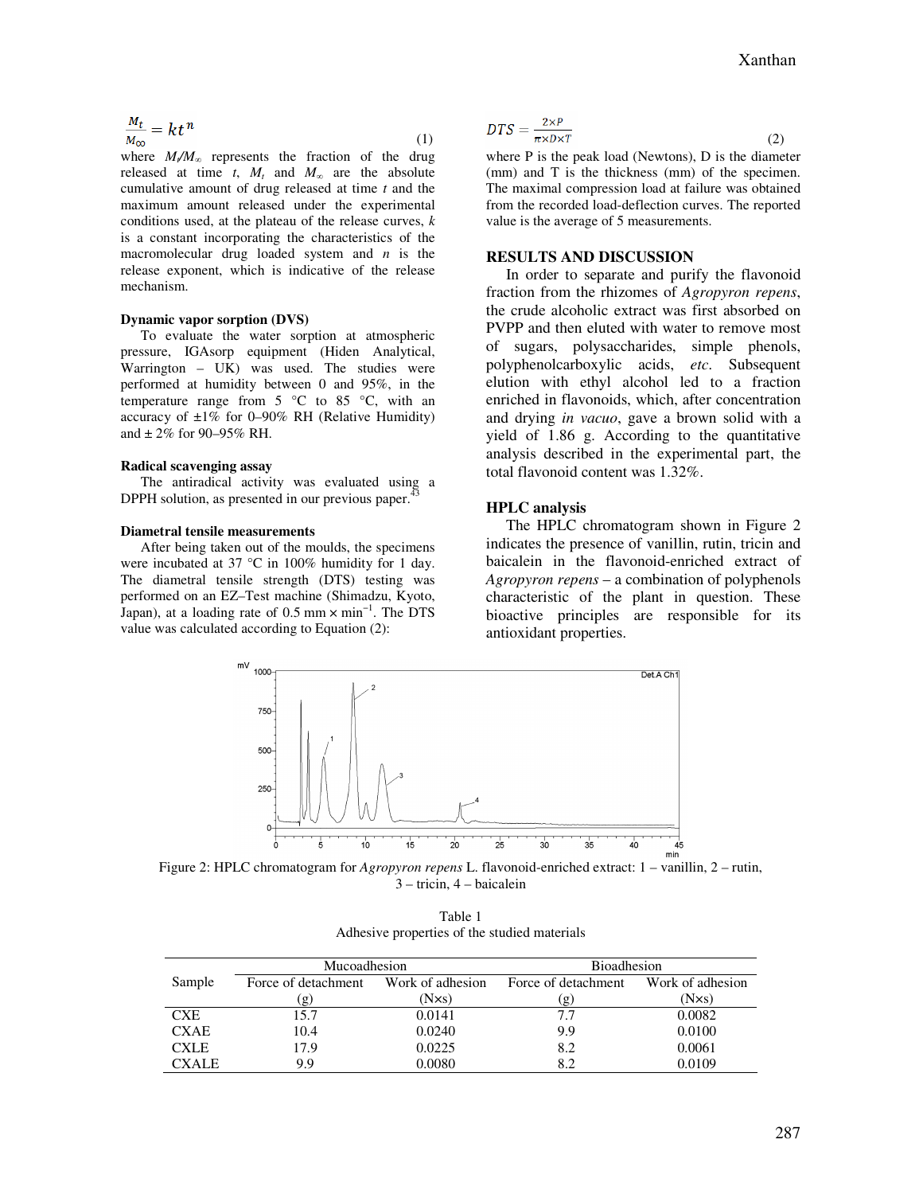$$\frac{M_t}{M_\infty} = kt^n \quad (1)$$

where $M_t/M_\infty$ represents the fraction of the drug released at time $t$, $M_t$ and $M_\infty$ are the absolute cumulative amount of drug released at time $t$ and the maximum amount released under the experimental conditions used, at the plateau of the release curves, $k$ is a constant incorporating the characteristics of the macromolecular drug loaded system and $n$ is the release exponent, which is indicative of the release mechanism.

**Dynamic vapor sorption (DVS)**

To evaluate the water sorption at atmospheric pressure, IGAsorp equipment (Hiden Analytical, Warrington – UK) was used. The studies were performed at humidity between 0 and 95%, in the temperature range from 5 °C to 85 °C, with an accuracy of ±1% for 0–90% RH (Relative Humidity) and ± 2% for 90–95% RH.

**Radical scavenging assay**

The antiradical activity was evaluated using a DPPH solution, as presented in our previous paper.[43]

**Diametral tensile measurements**

After being taken out of the moulds, the specimens were incubated at 37 °C in 100% humidity for 1 day. The diametral tensile strength (DTS) testing was performed on an EZ–Test machine (Shimadzu, Kyoto, Japan), at a loading rate of 0.5 mm × min$^{-1}$. The DTS value was calculated according to Equation (2):

$$DTS = \frac{2 \times P}{\pi \times D \times T} \quad (2)$$

where P is the peak load (Newtons), D is the diameter (mm) and T is the thickness (mm) of the specimen. The maximal compression load at failure was obtained from the recorded load-deflection curves. The reported value is the average of 5 measurements.

## RESULTS AND DISCUSSION

In order to separate and purify the flavonoid fraction from the rhizomes of *Agropyron repens*, the crude alcoholic extract was first absorbed on PVPP and then eluted with water to remove most of sugars, polysaccharides, simple phenols, polyphenolcarboxylic acids, *etc*. Subsequent elution with ethyl alcohol led to a fraction enriched in flavonoids, which, after concentration and drying *in vacuo*, gave a brown solid with a yield of 1.86 g. According to the quantitative analysis described in the experimental part, the total flavonoid content was 1.32%.

**HPLC analysis**

The HPLC chromatogram shown in Figure 2 indicates the presence of vanillin, rutin, tricin and baicalein in the flavonoid-enriched extract of *Agropyron repens* – a combination of polyphenols characteristic of the plant in question. These bioactive principles are responsible for its antioxidant properties.

Figure 2: HPLC chromatogram for *Agropyron repens* L. flavonoid-enriched extract: 1 – vanillin, 2 – rutin, 3 – tricin, 4 – baicalein

Table 1
Adhesive properties of the studied materials

| Sample | Mucoadhesion | | Bioadhesion | |
|---|---|---|---|---|
| | Force of detachment (g) | Work of adhesion (N×s) | Force of detachment (g) | Work of adhesion (N×s) |
| CXE | 15.7 | 0.0141 | 7.7 | 0.0082 |
| CXAE | 10.4 | 0.0240 | 9.9 | 0.0100 |
| CXLE | 17.9 | 0.0225 | 8.2 | 0.0061 |
| CXALE | 9.9 | 0.0080 | 8.2 | 0.0109 |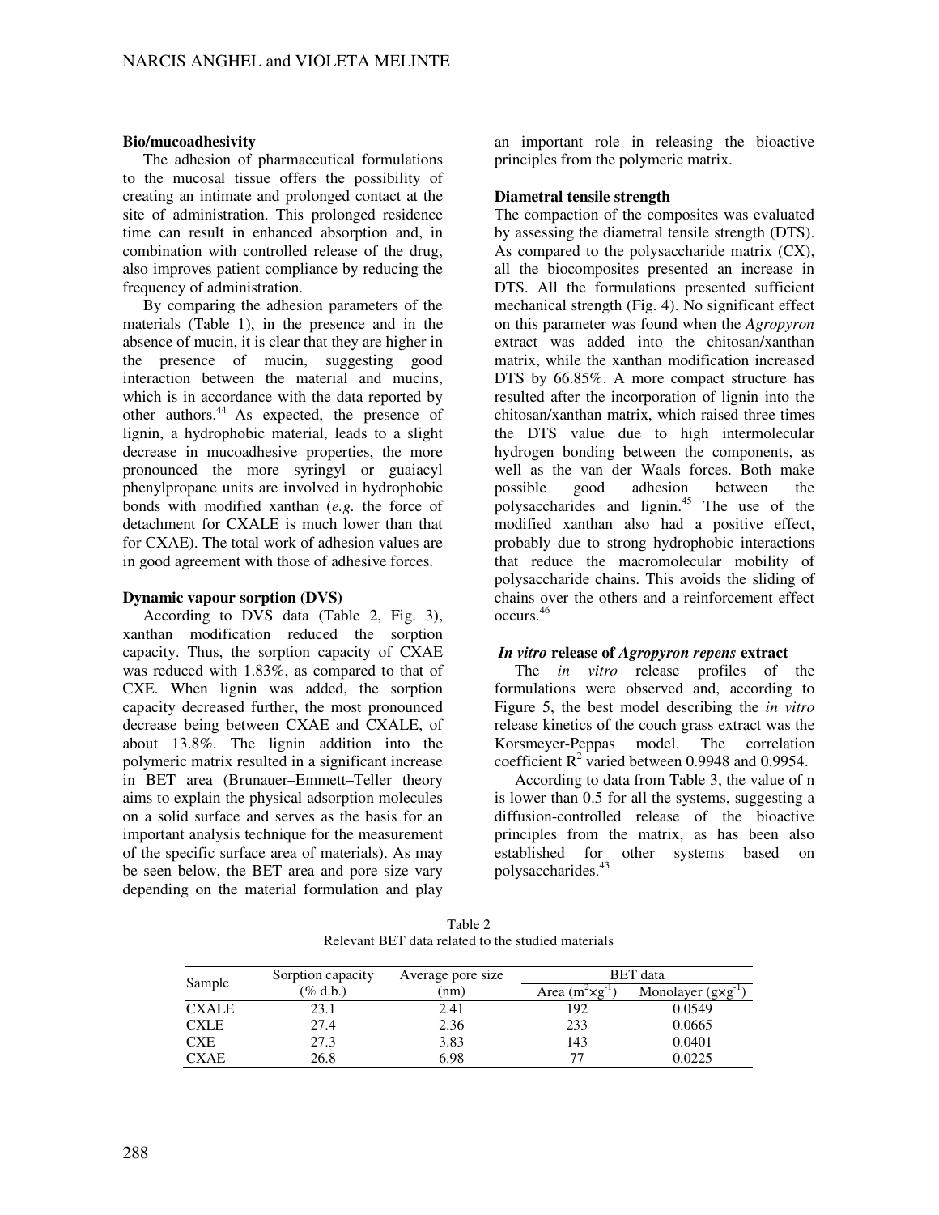### Bio/mucoadhesivity

The adhesion of pharmaceutical formulations to the mucosal tissue offers the possibility of creating an intimate and prolonged contact at the site of administration. This prolonged residence time can result in enhanced absorption and, in combination with controlled release of the drug, also improves patient compliance by reducing the frequency of administration.

By comparing the adhesion parameters of the materials (Table 1), in the presence and in the absence of mucin, it is clear that they are higher in the presence of mucin, suggesting good interaction between the material and mucins, which is in accordance with the data reported by other authors.[44] As expected, the presence of lignin, a hydrophobic material, leads to a slight decrease in mucoadhesive properties, the more pronounced the more syringyl or guaiacyl phenylpropane units are involved in hydrophobic bonds with modified xanthan (*e.g.* the force of detachment for CXALE is much lower than that for CXAE). The total work of adhesion values are in good agreement with those of adhesive forces.

### Dynamic vapour sorption (DVS)

According to DVS data (Table 2, Fig. 3), xanthan modification reduced the sorption capacity. Thus, the sorption capacity of CXAE was reduced with 1.83%, as compared to that of CXE. When lignin was added, the sorption capacity decreased further, the most pronounced decrease being between CXAE and CXALE, of about 13.8%. The lignin addition into the polymeric matrix resulted in a significant increase in BET area (Brunauer–Emmett–Teller theory aims to explain the physical adsorption molecules on a solid surface and serves as the basis for an important analysis technique for the measurement of the specific surface area of materials). As may be seen below, the BET area and pore size vary depending on the material formulation and play an important role in releasing the bioactive principles from the polymeric matrix.

### Diametral tensile strength

The compaction of the composites was evaluated by assessing the diametral tensile strength (DTS). As compared to the polysaccharide matrix (CX), all the biocomposites presented an increase in DTS. All the formulations presented sufficient mechanical strength (Fig. 4). No significant effect on this parameter was found when the *Agropyron* extract was added into the chitosan/xanthan matrix, while the xanthan modification increased DTS by 66.85%. A more compact structure has resulted after the incorporation of lignin into the chitosan/xanthan matrix, which raised three times the DTS value due to high intermolecular hydrogen bonding between the components, as well as the van der Waals forces. Both make possible good adhesion between the polysaccharides and lignin.[45] The use of the modified xanthan also had a positive effect, probably due to strong hydrophobic interactions that reduce the macromolecular mobility of polysaccharide chains. This avoids the sliding of chains over the others and a reinforcement effect occurs.[46]

### *In vitro* release of *Agropyron repens* extract

The *in vitro* release profiles of the formulations were observed and, according to Figure 5, the best model describing the *in vitro* release kinetics of the couch grass extract was the Korsmeyer-Peppas model. The correlation coefficient $R^2$ varied between 0.9948 and 0.9954.

According to data from Table 3, the value of n is lower than 0.5 for all the systems, suggesting a diffusion-controlled release of the bioactive principles from the matrix, as has been also established for other systems based on polysaccharides.[43]

Table 2
Relevant BET data related to the studied materials

| Sample | Sorption capacity (% d.b.) | Average pore size (nm) | BET data | |
|---|---|---|---|---|
| | | | Area ($m^2 \times g^{-1}$) | Monolayer ($g \times g^{-1}$) |
| CXALE | 23.1 | 2.41 | 192 | 0.0549 |
| CXLE | 27.4 | 2.36 | 233 | 0.0665 |
| CXE | 27.3 | 3.83 | 143 | 0.0401 |
| CXAE | 26.8 | 6.98 | 77 | 0.0225 |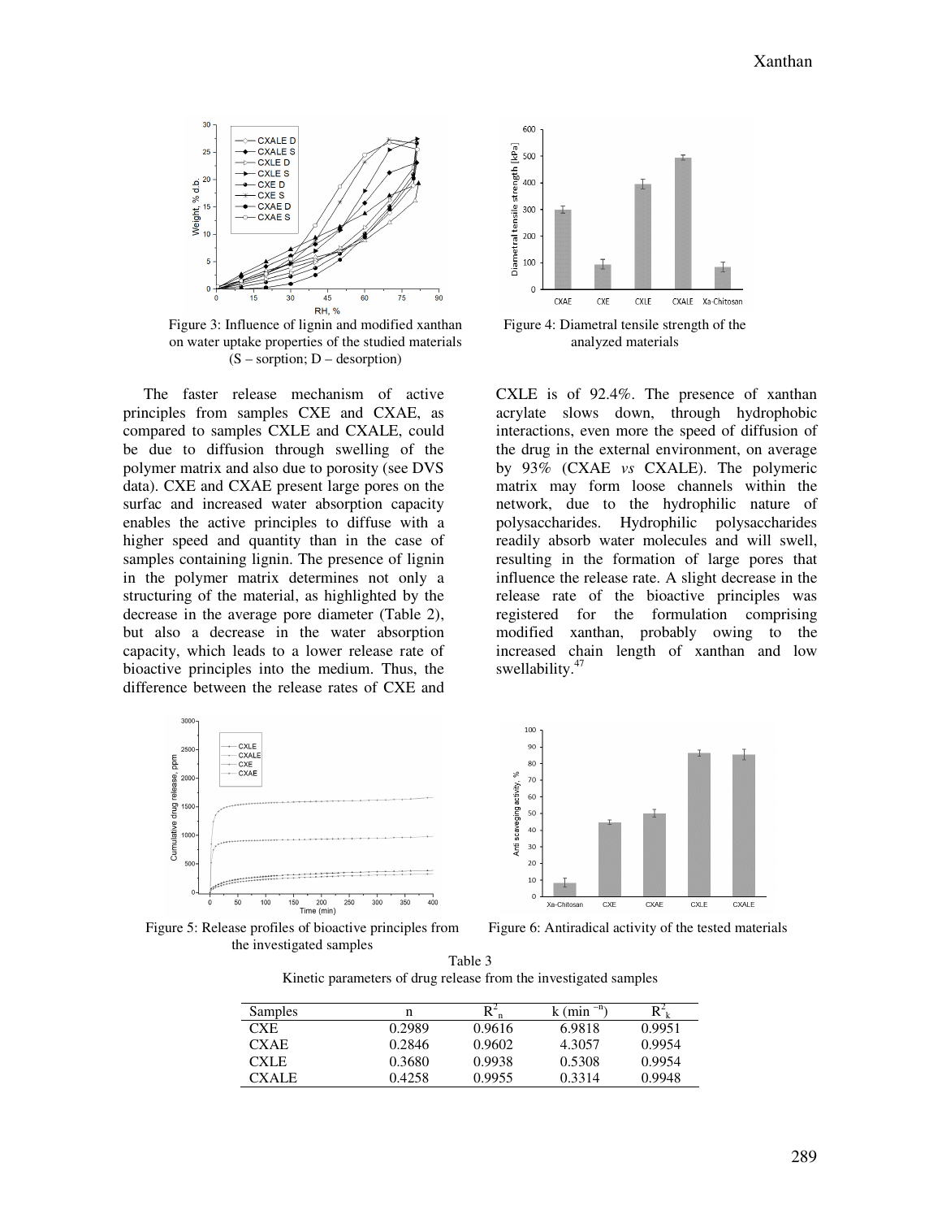Figure 3: Influence of lignin and modified xanthan on water uptake properties of the studied materials (S – sorption; D – desorption)

Figure 4: Diametral tensile strength of the analyzed materials

The faster release mechanism of active principles from samples CXE and CXAE, as compared to samples CXLE and CXALE, could be due to diffusion through swelling of the polymer matrix and also due to porosity (see DVS data). CXE and CXAE present large pores on the surfac and increased water absorption capacity enables the active principles to diffuse with a higher speed and quantity than in the case of samples containing lignin. The presence of lignin in the polymer matrix determines not only a structuring of the material, as highlighted by the decrease in the average pore diameter (Table 2), but also a decrease in the water absorption capacity, which leads to a lower release rate of bioactive principles into the medium. Thus, the difference between the release rates of CXE and CXLE is of 92.4%. The presence of xanthan acrylate slows down, through hydrophobic interactions, even more the speed of diffusion of the drug in the external environment, on average by 93% (CXAE *vs* CXALE). The polymeric matrix may form loose channels within the network, due to the hydrophilic nature of polysaccharides. Hydrophilic polysaccharides readily absorb water molecules and will swell, resulting in the formation of large pores that influence the release rate. A slight decrease in the release rate of the bioactive principles was registered for the formulation comprising modified xanthan, probably owing to the increased chain length of xanthan and low swellability.[47]

Figure 5: Release profiles of bioactive principles from the investigated samples

Figure 6: Antiradical activity of the tested materials

Table 3
Kinetic parameters of drug release from the investigated samples

| Samples | n | $R^2_n$ | k ($min^{-n}$) | $R^2_k$ |
|---|---|---|---|---|
| CXE | 0.2989 | 0.9616 | 6.9818 | 0.9951 |
| CXAE | 0.2846 | 0.9602 | 4.3057 | 0.9954 |
| CXLE | 0.3680 | 0.9938 | 0.5308 | 0.9954 |
| CXALE | 0.4258 | 0.9955 | 0.3314 | 0.9948 |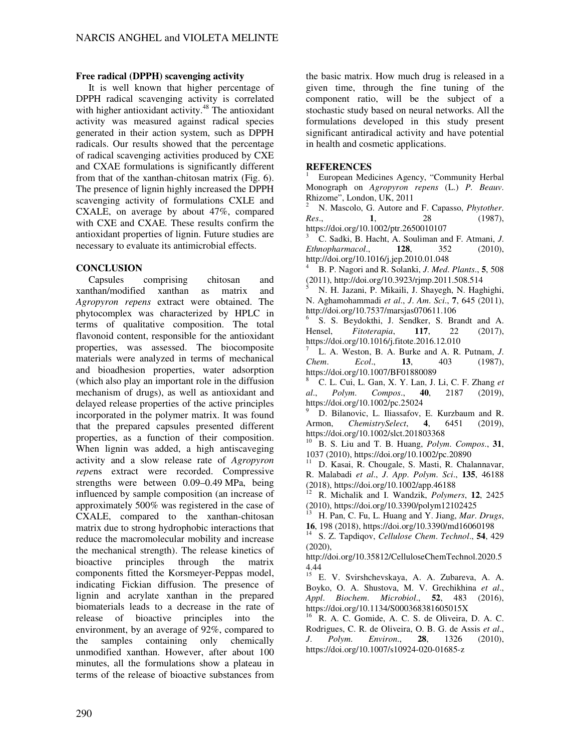**Free radical (DPPH) scavenging activity**

It is well known that higher percentage of DPPH radical scavenging activity is correlated with higher antioxidant activity.[48] The antioxidant activity was measured against radical species generated in their action system, such as DPPH radicals. Our results showed that the percentage of radical scavenging activities produced by CXE and CXAE formulations is significantly different from that of the xanthan-chitosan matrix (Fig. 6). The presence of lignin highly increased the DPPH scavenging activity of formulations CXLE and CXALE, on average by about 47%, compared with CXE and CXAE. These results confirm the antioxidant properties of lignin. Future studies are necessary to evaluate its antimicrobial effects.

## CONCLUSION

Capsules comprising chitosan and xanthan/modified xanthan as matrix and *Agropyron repens* extract were obtained. The phytocomplex was characterized by HPLC in terms of qualitative composition. The total flavonoid content, responsible for the antioxidant properties, was assessed. The biocomposite materials were analyzed in terms of mechanical and bioadhesion properties, water adsorption (which also play an important role in the diffusion mechanism of drugs), as well as antioxidant and delayed release properties of the active principles incorporated in the polymer matrix. It was found that the prepared capsules presented different properties, as a function of their composition. When lignin was added, a high antiscaveging activity and a slow release rate of *Agropyron repe*ns extract were recorded. Compressive strengths were between 0.09–0.49 MPa, being influenced by sample composition (an increase of approximately 500% was registered in the case of CXALE, compared to the xanthan-chitosan matrix due to strong hydrophobic interactions that reduce the macromolecular mobility and increase the mechanical strength). The release kinetics of bioactive principles through the matrix components fitted the Korsmeyer-Peppas model, indicating Fickian diffusion. The presence of lignin and acrylate xanthan in the prepared biomaterials leads to a decrease in the rate of release of bioactive principles into the environment, by an average of 92%, compared to the samples containing only chemically unmodified xanthan. However, after about 100 minutes, all the formulations show a plateau in terms of the release of bioactive substances from the basic matrix. How much drug is released in a given time, through the fine tuning of the component ratio, will be the subject of a stochastic study based on neural networks. All the formulations developed in this study present significant antiradical activity and have potential in health and cosmetic applications.

## REFERENCES

[1] European Medicines Agency, "Community Herbal Monograph on *Agropyron repens* (L.) *P. Beauv*. Rhizome", London, UK, 2011

[2] N. Mascolo, G. Autore and F. Capasso, *Phytother. Res.*, **1**, 28 (1987), https://doi.org/10.1002/ptr.2650010107

[3] C. Sadki, B. Hacht, A. Souliman and F. Atmani, *J. Ethnopharmacol.*, **128**, 352 (2010), http://doi.org/10.1016/j.jep.2010.01.048

[4] B. P. Nagori and R. Solanki, *J. Med. Plants*., **5**, 508 (2011), http://doi.org/10.3923/rjmp.2011.508.514

[5] N. H. Jazani, P. Mikaili, J. Shayegh, N. Haghighi, N. Aghamohammadi *et al*., *J. Am. Sci*., **7**, 645 (2011), http://doi.org/10.7537/marsjas070611.106

[6] S. S. Beydokthi, J. Sendker, S. Brandt and A. Hensel, *Fitoterapia*, **117**, 22 (2017), https://doi.org/10.1016/j.fitote.2016.12.010

[7] L. A. Weston, B. A. Burke and A. R. Putnam, *J. Chem. Ecol*., **13**, 403 (1987), https://doi.org/10.1007/BF01880089

[8] C. L. Cui, L. Gan, X. Y. Lan, J. Li, C. F. Zhang *et al*., *Polym. Compos*., **40**, 2187 (2019), https://doi.org/10.1002/pc.25024

[9] D. Bilanovic, L. Iliassafov, E. Kurzbaum and R. Armon, *ChemistrySelect*, **4**, 6451 (2019), https://doi.org/10.1002/slct.201803368

[10] B. S. Liu and T. B. Huang, *Polym. Compos*., **31**, 1037 (2010), https://doi.org/10.1002/pc.20890

[11] D. Kasai, R. Chougale, S. Masti, R. Chalannavar, R. Malabadi *et al*., *J. App. Polym. Sci*., **135**, 46188 (2018), https://doi.org/10.1002/app.46188

[12] R. Michalik and I. Wandzik, *Polymers*, **12**, 2425 (2010), https://doi.org/10.3390/polym12102425

[13] H. Pan, C. Fu, L. Huang and Y. Jiang, *Mar. Drugs*, **16**, 198 (2018), https://doi.org/10.3390/md16060198

[14] S. Z. Tapdiqov, *Cellulose Chem. Technol*., **54**, 429 (2020), http://doi.org/10.35812/CelluloseChemTechnol.2020.54.44

[15] E. V. Svirshchevskaya, A. A. Zubareva, A. A. Boyko, O. A. Shustova, M. V. Grechikhina *et al*., *Appl. Biochem. Microbiol*., **52**, 483 (2016), https://doi.org/10.1134/S000368381605015X

[16] R. A. C. Gomide, A. C. S. de Oliveira, D. A. C. Rodrigues, C. R. de Oliveira, O. B. G. de Assis *et al*., *J. Polym. Environ*., **28**, 1326 (2010), https://doi.org/10.1007/s10924-020-01685-z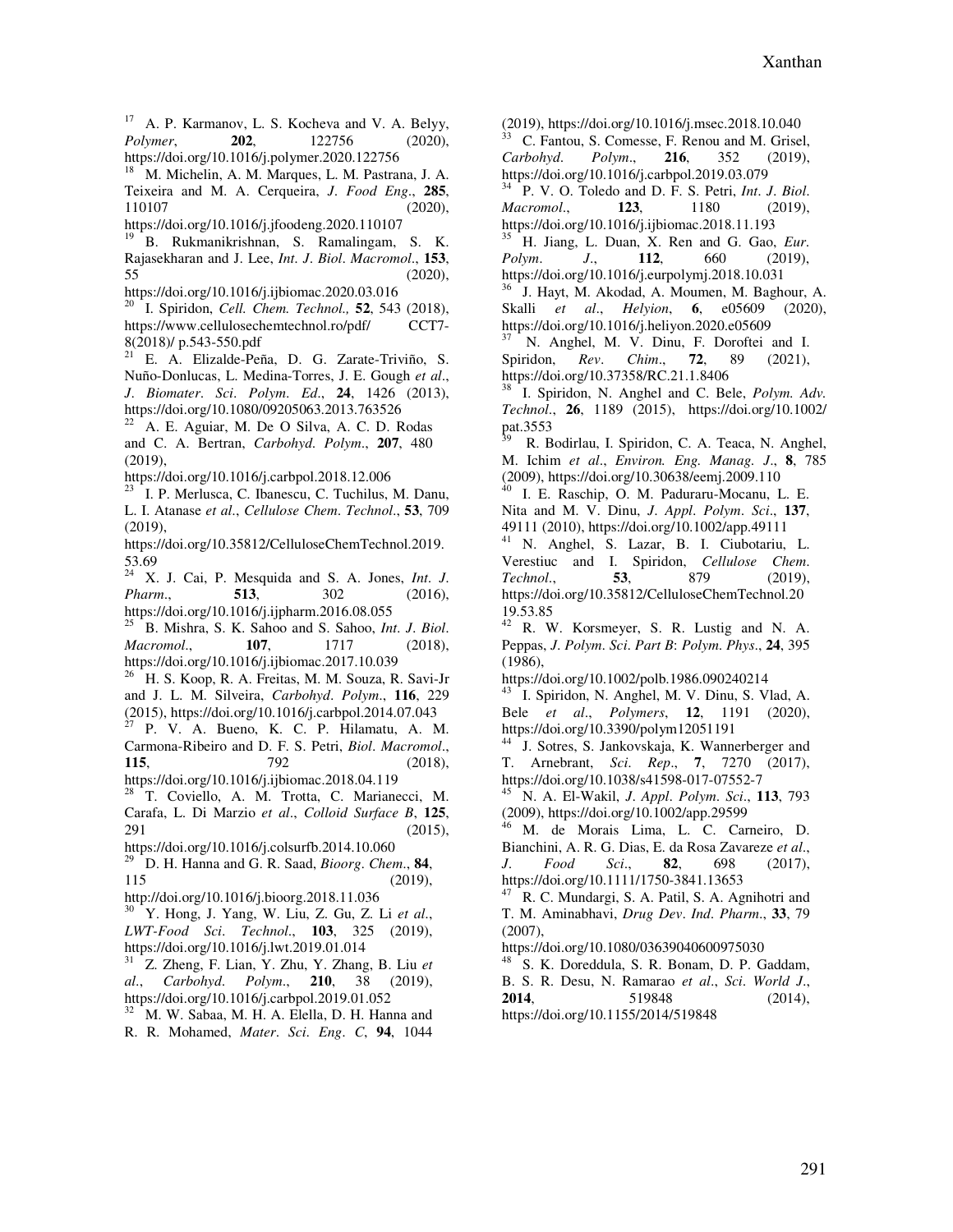[17] A. P. Karmanov, L. S. Kocheva and V. A. Belyy, *Polymer*, **202**, 122756 (2020), https://doi.org/10.1016/j.polymer.2020.122756

[18] M. Michelin, A. M. Marques, L. M. Pastrana, J. A. Teixeira and M. A. Cerqueira, *J. Food Eng.*, **285**, 110107 (2020), https://doi.org/10.1016/j.jfoodeng.2020.110107

[19] B. Rukmanikrishnan, S. Ramalingam, S. K. Rajasekharan and J. Lee, *Int. J. Biol. Macromol.*, **153**, 55 (2020), https://doi.org/10.1016/j.ijbiomac.2020.03.016

[20] I. Spiridon, *Cell. Chem. Technol.,* **52**, 543 (2018), https://www.cellulosechemtechnol.ro/pdf/ CCT7-8(2018)/ p.543-550.pdf

[21] E. A. Elizalde-Peña, D. G. Zarate-Triviño, S. Nuño-Donlucas, L. Medina-Torres, J. E. Gough *et al.*, *J. Biomater. Sci. Polym. Ed.*, **24**, 1426 (2013), https://doi.org/10.1080/09205063.2013.763526

[22] A. E. Aguiar, M. De O Silva, A. C. D. Rodas and C. A. Bertran, *Carbohyd. Polym.*, **207**, 480 (2019), https://doi.org/10.1016/j.carbpol.2018.12.006

[23] I. P. Merlusca, C. Ibanescu, C. Tuchilus, M. Danu, L. I. Atanase *et al.*, *Cellulose Chem. Technol.*, **53**, 709 (2019), https://doi.org/10.35812/CelluloseChemTechnol.2019.53.69

[24] X. J. Cai, P. Mesquida and S. A. Jones, *Int. J. Pharm.*, **513**, 302 (2016), https://doi.org/10.1016/j.ijpharm.2016.08.055

[25] B. Mishra, S. K. Sahoo and S. Sahoo, *Int. J. Biol. Macromol.*, **107**, 1717 (2018), https://doi.org/10.1016/j.ijbiomac.2017.10.039

[26] H. S. Koop, R. A. Freitas, M. M. Souza, R. Savi-Jr and J. L. M. Silveira, *Carbohyd. Polym.*, **116**, 229 (2015), https://doi.org/10.1016/j.carbpol.2014.07.043

[27] P. V. A. Bueno, K. C. P. Hilamatu, A. M. Carmona-Ribeiro and D. F. S. Petri, *Biol. Macromol.*, **115**, 792 (2018), https://doi.org/10.1016/j.ijbiomac.2018.04.119

[28] T. Coviello, A. M. Trotta, C. Marianecci, M. Carafa, L. Di Marzio *et al.*, *Colloid Surface B*, **125**, 291 (2015), https://doi.org/10.1016/j.colsurfb.2014.10.060

[29] D. H. Hanna and G. R. Saad, *Bioorg. Chem.*, **84**, 115 (2019), http://doi.org/10.1016/j.bioorg.2018.11.036

[30] Y. Hong, J. Yang, W. Liu, Z. Gu, Z. Li *et al.*, *LWT-Food Sci. Technol.*, **103**, 325 (2019), https://doi.org/10.1016/j.lwt.2019.01.014

[31] Z. Zheng, F. Lian, Y. Zhu, Y. Zhang, B. Liu *et al.*, *Carbohyd. Polym.*, **210**, 38 (2019), https://doi.org/10.1016/j.carbpol.2019.01.052

[32] M. W. Sabaa, M. H. A. Elella, D. H. Hanna and R. R. Mohamed, *Mater. Sci. Eng. C*, **94**, 1044 (2019), https://doi.org/10.1016/j.msec.2018.10.040

[33] C. Fantou, S. Comesse, F. Renou and M. Grisel, *Carbohyd. Polym.*, **216**, 352 (2019), https://doi.org/10.1016/j.carbpol.2019.03.079

[34] P. V. O. Toledo and D. F. S. Petri, *Int. J. Biol. Macromol.*, **123**, 1180 (2019), https://doi.org/10.1016/j.ijbiomac.2018.11.193

[35] H. Jiang, L. Duan, X. Ren and G. Gao, *Eur. Polym. J.*, **112**, 660 (2019), https://doi.org/10.1016/j.eurpolymj.2018.10.031

[36] J. Hayt, M. Akodad, A. Moumen, M. Baghour, A. Skalli *et al.*, *Helyion*, **6**, e05609 (2020), https://doi.org/10.1016/j.heliyon.2020.e05609

[37] N. Anghel, M. V. Dinu, F. Doroftei and I. Spiridon, *Rev. Chim.*, **72**, 89 (2021), https://doi.org/10.37358/RC.21.1.8406

[38] I. Spiridon, N. Anghel and C. Bele, *Polym. Adv. Technol.*, **26**, 1189 (2015), https://doi.org/10.1002/pat.3553

[39] R. Bodirlau, I. Spiridon, C. A. Teaca, N. Anghel, M. Ichim *et al.*, *Environ. Eng. Manag. J.*, **8**, 785 (2009), https://doi.org/10.30638/eemj.2009.110

[40] I. E. Raschip, O. M. Paduraru-Mocanu, L. E. Nita and M. V. Dinu, *J. Appl. Polym. Sci.*, **137**, 49111 (2010), https://doi.org/10.1002/app.49111

[41] N. Anghel, S. Lazar, B. I. Ciubotariu, L. Verestiuc and I. Spiridon, *Cellulose Chem. Technol.*, **53**, 879 (2019), https://doi.org/10.35812/CelluloseChemTechnol.2019.53.85

[42] R. W. Korsmeyer, S. R. Lustig and N. A. Peppas, *J. Polym. Sci. Part B: Polym. Phys.*, **24**, 395 (1986), https://doi.org/10.1002/polb.1986.090240214

[43] I. Spiridon, N. Anghel, M. V. Dinu, S. Vlad, A. Bele *et al.*, *Polymers*, **12**, 1191 (2020), https://doi.org/10.3390/polym12051191

[44] J. Sotres, S. Jankovskaja, K. Wannerberger and T. Arnebrant, *Sci. Rep.*, **7**, 7270 (2017), https://doi.org/10.1038/s41598-017-07552-7

[45] N. A. El-Wakil, *J. Appl. Polym. Sci.*, **113**, 793 (2009), https://doi.org/10.1002/app.29599

[46] M. de Morais Lima, L. C. Carneiro, D. Bianchini, A. R. G. Dias, E. da Rosa Zavareze *et al.*, *J. Food Sci.*, **82**, 698 (2017), https://doi.org/10.1111/1750-3841.13653

[47] R. C. Mundargi, S. A. Patil, S. A. Agnihotri and T. M. Aminabhavi, *Drug Dev. Ind. Pharm.*, **33**, 79 (2007), https://doi.org/10.1080/03639040600975030

[48] S. K. Doreddula, S. R. Bonam, D. P. Gaddam, B. S. R. Desu, N. Ramarao *et al.*, *Sci. World J.*, **2014**, 519848 (2014), https://doi.org/10.1155/2014/519848